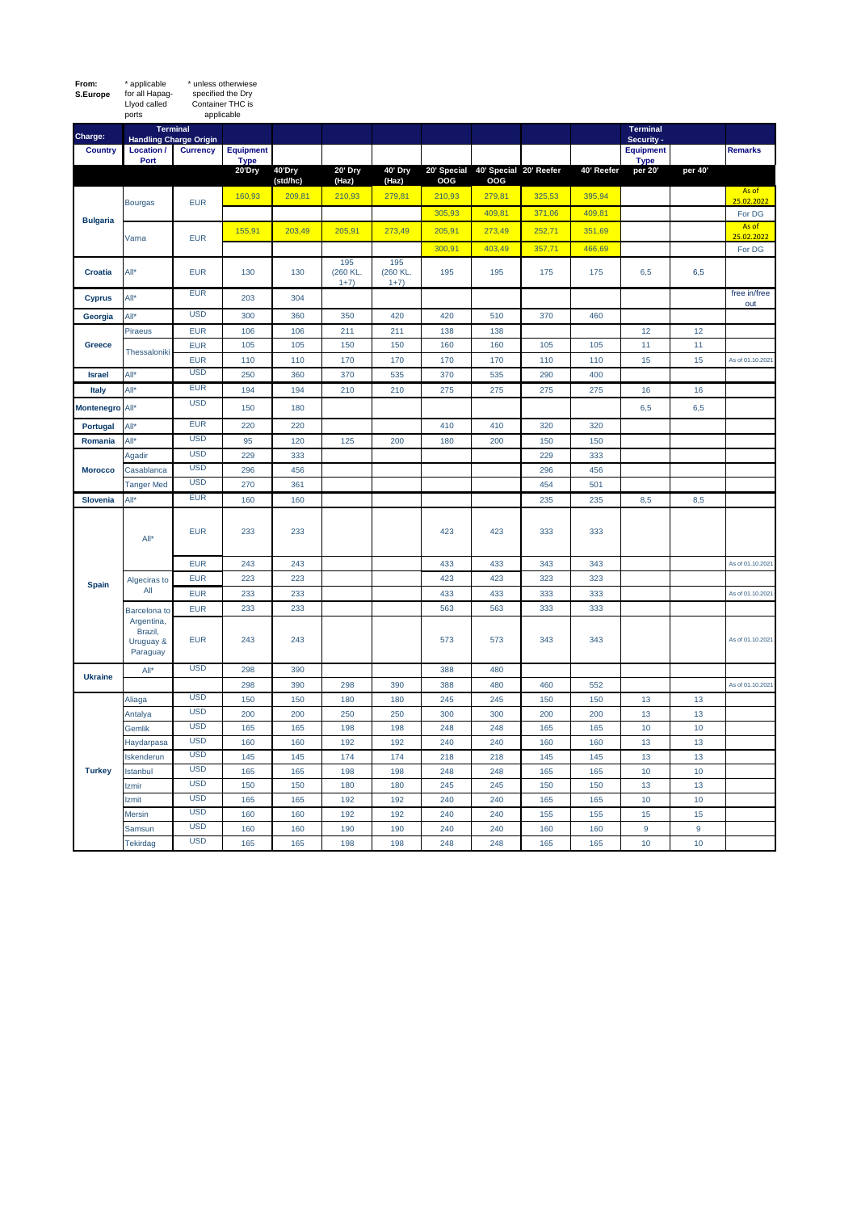**From:** **S.Europe**

\* applicable for all Hapag-Llyod called ports

\* unless otherwiese specified the Dry Container THC is applicable

| Charge: | Terminal Handling Charge Origin | | | | | | | | | | Terminal Security - | | |
|---|---|---|---|---|---|---|---|---|---|---|---|---|---|
| **Country** | **Location / Port** | **Currency** | **Equipment Type** | | | | | | | | **Equipment Type** | | **Remarks** |
| | | | **20'Dry** | **40'Dry (std/hc)** | **20' Dry (Haz)** | **40' Dry (Haz)** | **20' Special OOG** | **40' Special OOG** | **20' Reefer** | **40' Reefer** | **per 20'** | **per 40'** | |
| **Bulgaria** | Bourgas | EUR | 160,93 | 209,81 | 210,93 | 279,81 | 210,93 | 279,81 | 325,53 | 395,94 | | | As of 25.02.2022 |
| | | | | | | | 305,93 | 409,81 | 371,06 | 409,81 | | | For DG |
| | Varna | EUR | 155,91 | 203,49 | 205,91 | 273,49 | 205,91 | 273,49 | 252,71 | 351,69 | | | As of 25.02.2022 |
| | | | | | | | 300,91 | 403,49 | 357,71 | 466,69 | | | For DG |
| **Croatia** | All* | EUR | 130 | 130 | 195 (260 KL. 1+7) | 195 (260 KL. 1+7) | 195 | 195 | 175 | 175 | 6,5 | 6,5 | |
| **Cyprus** | All* | EUR | 203 | 304 | | | | | | | | | free in/free out |
| **Georgia** | All* | USD | 300 | 360 | 350 | 420 | 420 | 510 | 370 | 460 | | | |
| **Greece** | Piraeus | EUR | 106 | 106 | 211 | 211 | 138 | 138 | | | 12 | 12 | |
| | Thessaloniki | EUR | 105 | 105 | 150 | 150 | 160 | 160 | 105 | 105 | 11 | 11 | |
| | | EUR | 110 | 110 | 170 | 170 | 170 | 170 | 110 | 110 | 15 | 15 | As of 01.10.2021 |
| **Israel** | All* | USD | 250 | 360 | 370 | 535 | 370 | 535 | 290 | 400 | | | |
| **Italy** | All* | EUR | 194 | 194 | 210 | 210 | 275 | 275 | 275 | 275 | 16 | 16 | |
| **Montenegro** | All* | USD | 150 | 180 | | | | | | | 6,5 | 6,5 | |
| **Portugal** | All* | EUR | 220 | 220 | | | 410 | 410 | 320 | 320 | | | |
| **Romania** | All* | USD | 95 | 120 | 125 | 200 | 180 | 200 | 150 | 150 | | | |
| **Morocco** | Agadir | USD | 229 | 333 | | | | | 229 | 333 | | | |
| | Casablanca | USD | 296 | 456 | | | | | 296 | 456 | | | |
| | Tanger Med | USD | 270 | 361 | | | | | 454 | 501 | | | |
| **Slovenia** | All* | EUR | 160 | 160 | | | | | 235 | 235 | 8,5 | 8,5 | |
| **Spain** | All* | EUR | 233 | 233 | | | 423 | 423 | 333 | 333 | | | |
| | | EUR | 243 | 243 | | | 433 | 433 | 343 | 343 | | | As of 01.10.2021 |
| | Algeciras to All | EUR | 223 | 223 | | | 423 | 423 | 323 | 323 | | | |
| | | EUR | 233 | 233 | | | 433 | 433 | 333 | 333 | | | As of 01.10.2021 |
| | Barcelona to Argentina, Brazil, Uruguay & Paraguay | EUR | 233 | 233 | | | 563 | 563 | 333 | 333 | | | |
| | | EUR | 243 | 243 | | | 573 | 573 | 343 | 343 | | | As of 01.10.2021 |
| **Ukraine** | All* | USD | 298 | 390 | | | 388 | 480 | | | | | |
| | | | 298 | 390 | 298 | 390 | 388 | 480 | 460 | 552 | | | As of 01.10.2021 |
| **Turkey** | Aliaga | USD | 150 | 150 | 180 | 180 | 245 | 245 | 150 | 150 | 13 | 13 | |
| | Antalya | USD | 200 | 200 | 250 | 250 | 300 | 300 | 200 | 200 | 13 | 13 | |
| | Gemlik | USD | 165 | 165 | 198 | 198 | 248 | 248 | 165 | 165 | 10 | 10 | |
| | Haydarpasa | USD | 160 | 160 | 192 | 192 | 240 | 240 | 160 | 160 | 13 | 13 | |
| | Iskenderun | USD | 145 | 145 | 174 | 174 | 218 | 218 | 145 | 145 | 13 | 13 | |
| | Istanbul | USD | 165 | 165 | 198 | 198 | 248 | 248 | 165 | 165 | 10 | 10 | |
| | Izmir | USD | 150 | 150 | 180 | 180 | 245 | 245 | 150 | 150 | 13 | 13 | |
| | Izmit | USD | 165 | 165 | 192 | 192 | 240 | 240 | 165 | 165 | 10 | 10 | |
| | Mersin | USD | 160 | 160 | 192 | 192 | 240 | 240 | 155 | 155 | 15 | 15 | |
| | Samsun | USD | 160 | 160 | 190 | 190 | 240 | 240 | 160 | 160 | 9 | 9 | |
| | Tekirdag | USD | 165 | 165 | 198 | 198 | 248 | 248 | 165 | 165 | 10 | 10 | |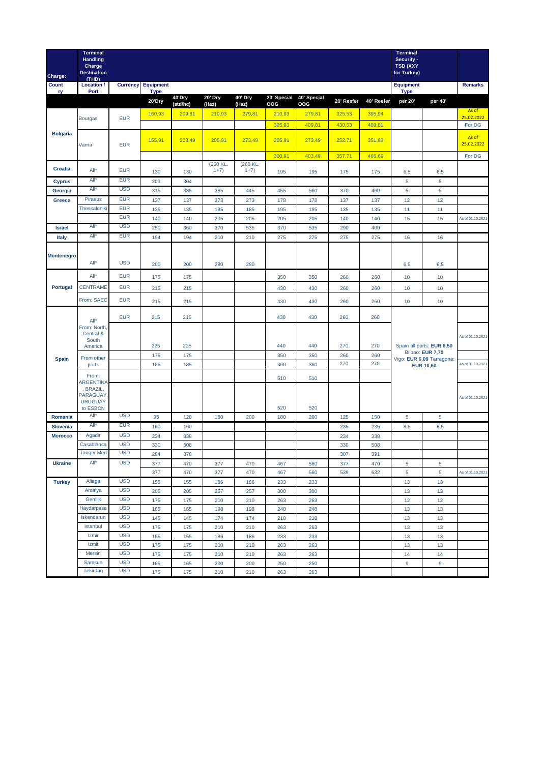| Charge: | Terminal Handling Charge Destination (THD) | | | | | | | | | | | Terminal Security - TSD (XXY for Turkey) | | |
|---|---|---|---|---|---|---|---|---|---|---|---|---|---|---|
| Country | Location / Port | Currency | Equipment Type | | | | | | | | | Equipment Type | | Remarks |
| | | | 20'Dry | 40'Dry (std/hc) | 20' Dry (Haz) | 40' Dry (Haz) | 20' Special OOG | 40' Special OOG | 20' Reefer | 40' Reefer | per 20' | per 40' | |
| Bulgaria | Bourgas | EUR | 160,93 | 209,81 | 210,93 | 279,81 | 210,93 | 279,81 | 325,53 | 395,94 | | | As of 25.02.2022 |
| | | | | | | | 305,93 | 409,81 | 430,53 | 409,81 | | | For DG |
| | Varna | EUR | 155,91 | 203,49 | 205,91 | 273,49 | 205,91 | 273,49 | 252,71 | 351,69 | | | As of 25.02.2022 |
| | | | | | | | 300,91 | 403,49 | 357,71 | 466,69 | | | For DG |
| Croatia | All* | EUR | 130 | 130 | (260 KL. 1+7) | (260 KL. 1+7) | 195 | 195 | 175 | 175 | 6,5 | 6,5 | |
| Cyprus | All* | EUR | 203 | 304 | | | | | | | 5 | 5 | |
| Georgia | All* | USD | 315 | 385 | 365 | 445 | 455 | 560 | 370 | 460 | 5 | 5 | |
| Greece | Piraeus | EUR | 137 | 137 | 273 | 273 | 178 | 178 | 137 | 137 | 12 | 12 | |
| | Thessaloniki | EUR | 135 | 135 | 185 | 185 | 195 | 195 | 135 | 135 | 11 | 11 | |
| | | EUR | 140 | 140 | 205 | 205 | 205 | 205 | 140 | 140 | 15 | 15 | As of 01.10.2021 |
| Israel | All* | USD | 250 | 360 | 370 | 535 | 370 | 535 | 290 | 400 | | | |
| Italy | All* | EUR | 194 | 194 | 210 | 210 | 275 | 275 | 275 | 275 | 16 | 16 | |
| Montenegro | All* | USD | 200 | 200 | 280 | 280 | | | | | 6,5 | 6,5 | |
| Portugal | All* | EUR | 175 | 175 | | | 350 | 350 | 260 | 260 | 10 | 10 | |
| | From: CENTRAME | EUR | 215 | 215 | | | 430 | 430 | 260 | 260 | 10 | 10 | |
| | From: SAEC | EUR | 215 | 215 | | | 430 | 430 | 260 | 260 | 10 | 10 | |
| Spain | All* | EUR | 215 | 215 | | | 430 | 430 | 260 | 260 | Spain all ports: **EUR 6,50** Bilbao: **EUR 7,70** Vigo: **EUR 6,09** Tarragona: **EUR 10,50** | | |
| | From: North, Central & South America | | 225 | 225 | | | 440 | 440 | 270 | 270 | | | As of 01.10.2021 |
| | From other ports | | 175 | 175 | | | 350 | 350 | 260 | 260 | | | |
| | | | 185 | 185 | | | 360 | 360 | 270 | 270 | | | As of 01.10.2021 |
| | From: ARGENTINA, BRAZIL, PARAGUAY, URUGUAY to ESBCN | | | | | | 510 | 510 | | | | | |
| | | | | | | | 520 | 520 | | | | | As of 01.10.2021 |
| Romania | All* | USD | 95 | 120 | 180 | 200 | 180 | 200 | 125 | 150 | 5 | 5 | |
| Slovenia | All* | EUR | 160 | 160 | | | | | 235 | 235 | 8,5 | 8,5 | |
| Morocco | Agadir | USD | 234 | 338 | | | | | 234 | 338 | | | |
| | Casablanca | USD | 330 | 508 | | | | | 330 | 508 | | | |
| | Tanger Med | USD | 284 | 378 | | | | | 307 | 391 | | | |
| Ukraine | All* | USD | 377 | 470 | 377 | 470 | 467 | 560 | 377 | 470 | 5 | 5 | |
| | | | 377 | 470 | 377 | 470 | 467 | 560 | 539 | 632 | 5 | 5 | As of 01.10.2021 |
| Turkey | Aliaga | USD | 155 | 155 | 186 | 186 | 233 | 233 | | | 13 | 13 | |
| | Antalya | USD | 205 | 205 | 257 | 257 | 300 | 300 | | | 13 | 13 | |
| | Gemlik | USD | 175 | 175 | 210 | 210 | 263 | 263 | | | 12 | 12 | |
| | Haydarpasa | USD | 165 | 165 | 198 | 198 | 248 | 248 | | | 13 | 13 | |
| | Iskenderun | USD | 145 | 145 | 174 | 174 | 218 | 218 | | | 13 | 13 | |
| | Istanbul | USD | 175 | 175 | 210 | 210 | 263 | 263 | | | 13 | 13 | |
| | Izmir | USD | 155 | 155 | 186 | 186 | 233 | 233 | | | 13 | 13 | |
| | Izmit | USD | 175 | 175 | 210 | 210 | 263 | 263 | | | 13 | 13 | |
| | Mersin | USD | 175 | 175 | 210 | 210 | 263 | 263 | | | 14 | 14 | |
| | Samsun | USD | 165 | 165 | 200 | 200 | 250 | 250 | | | 9 | 9 | |
| | Tekirdag | USD | 175 | 175 | 210 | 210 | 263 | 263 | | | | | |